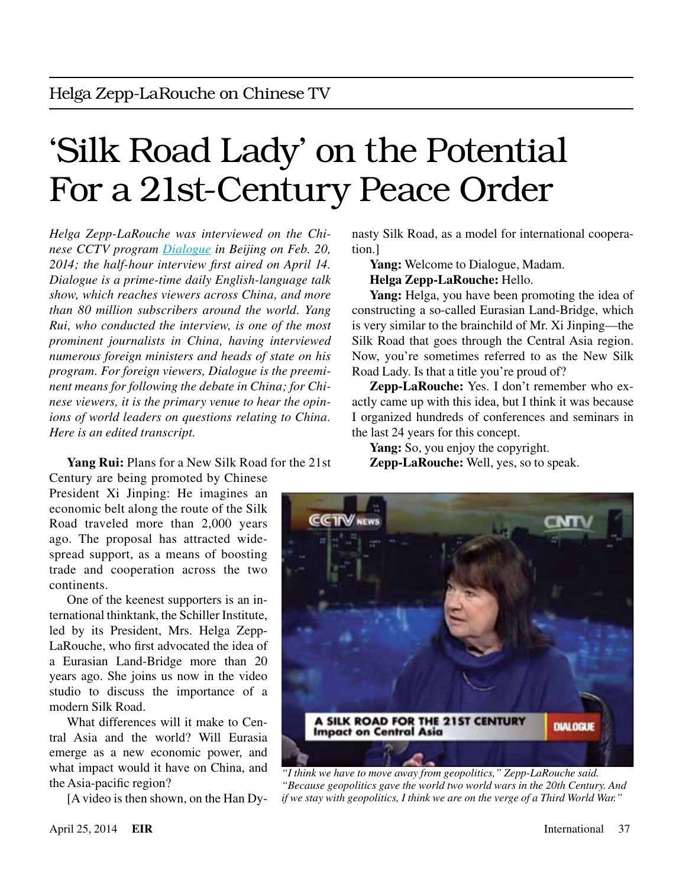Helga Zepp-LaRouche on Chinese TV

# 'Silk Road Lady' on the Potential For a 21st-Century Peace Order

*Helga Zepp-LaRouche was interviewed on the Chinese CCTV program [Dialogue](Dialogue) in Beijing on Feb. 20, 2014; the half-hour interview first aired on April 14. Dialogue is a prime-time daily English-language talk show, which reaches viewers across China, and more than 80 million subscribers around the world. Yang Rui, who conducted the interview, is one of the most prominent journalists in China, having interviewed numerous foreign ministers and heads of state on his program. For foreign viewers, Dialogue is the preeminent means for following the debate in China; for Chinese viewers, it is the primary venue to hear the opinions of world leaders on questions relating to China. Here is an edited transcript.*

**Yang Rui:** Plans for a New Silk Road for the 21st Century are being promoted by Chinese President Xi Jinping: He imagines an economic belt along the route of the Silk Road traveled more than 2,000 years ago. The proposal has attracted widespread support, as a means of boosting trade and cooperation across the two continents.

One of the keenest supporters is an international thinktank, the Schiller Institute, led by its President, Mrs. Helga Zepp-LaRouche, who first advocated the idea of a Eurasian Land-Bridge more than 20 years ago. She joins us now in the video studio to discuss the importance of a modern Silk Road.

What differences will it make to Central Asia and the world? Will Eurasia emerge as a new economic power, and what impact would it have on China, and the Asia-pacific region?

[A video is then shown, on the Han Dynasty Silk Road, as a model for international cooperation.]

**Yang:** Welcome to Dialogue, Madam.

**Helga Zepp-LaRouche:** Hello.

**Yang:** Helga, you have been promoting the idea of constructing a so-called Eurasian Land-Bridge, which is very similar to the brainchild of Mr. Xi Jinping—the Silk Road that goes through the Central Asia region. Now, you're sometimes referred to as the New Silk Road Lady. Is that a title you're proud of?

**Zepp-LaRouche:** Yes. I don't remember who exactly came up with this idea, but I think it was because I organized hundreds of conferences and seminars in the last 24 years for this concept.

**Yang:** So, you enjoy the copyright.

**Zepp-LaRouche:** Well, yes, so to speak.

*"I think we have to move away from geopolitics," Zepp-LaRouche said. "Because geopolitics gave the world two world wars in the 20th Century. And if we stay with geopolitics, I think we are on the verge of a Third World War."*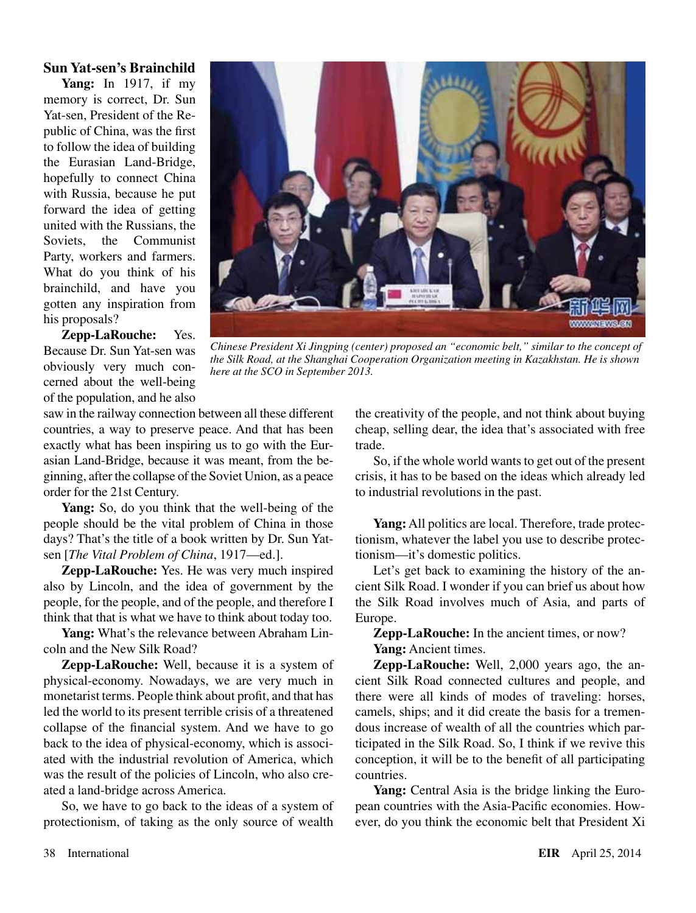### Sun Yat-sen's Brainchild

**Yang:** In 1917, if my memory is correct, Dr. Sun Yat-sen, President of the Republic of China, was the first to follow the idea of building the Eurasian Land-Bridge, hopefully to connect China with Russia, because he put forward the idea of getting united with the Russians, the Soviets, the Communist Party, workers and farmers. What do you think of his brainchild, and have you gotten any inspiration from his proposals?

*Chinese President Xi Jingping (center) proposed an "economic belt," similar to the concept of the Silk Road, at the Shanghai Cooperation Organization meeting in Kazakhstan. He is shown here at the SCO in September 2013.*

**Zepp-LaRouche:** Yes. Because Dr. Sun Yat-sen was obviously very much concerned about the well-being of the population, and he also saw in the railway connection between all these different countries, a way to preserve peace. And that has been exactly what has been inspiring us to go with the Eurasian Land-Bridge, because it was meant, from the beginning, after the collapse of the Soviet Union, as a peace order for the 21st Century.

**Yang:** So, do you think that the well-being of the people should be the vital problem of China in those days? That's the title of a book written by Dr. Sun Yat-sen [*The Vital Problem of China*, 1917—ed.].

**Zepp-LaRouche:** Yes. He was very much inspired also by Lincoln, and the idea of government by the people, for the people, and of the people, and therefore I think that that is what we have to think about today too.

**Yang:** What's the relevance between Abraham Lincoln and the New Silk Road?

**Zepp-LaRouche:** Well, because it is a system of physical-economy. Nowadays, we are very much in monetarist terms. People think about profit, and that has led the world to its present terrible crisis of a threatened collapse of the financial system. And we have to go back to the idea of physical-economy, which is associated with the industrial revolution of America, which was the result of the policies of Lincoln, who also created a land-bridge across America.

So, we have to go back to the ideas of a system of protectionism, of taking as the only source of wealth the creativity of the people, and not think about buying cheap, selling dear, the idea that's associated with free trade.

So, if the whole world wants to get out of the present crisis, it has to be based on the ideas which already led to industrial revolutions in the past.

**Yang:** All politics are local. Therefore, trade protectionism, whatever the label you use to describe protectionism—it's domestic politics.

Let's get back to examining the history of the ancient Silk Road. I wonder if you can brief us about how the Silk Road involves much of Asia, and parts of Europe.

**Zepp-LaRouche:** In the ancient times, or now?

**Yang:** Ancient times.

**Zepp-LaRouche:** Well, 2,000 years ago, the ancient Silk Road connected cultures and people, and there were all kinds of modes of traveling: horses, camels, ships; and it did create the basis for a tremendous increase of wealth of all the countries which participated in the Silk Road. So, I think if we revive this conception, it will be to the benefit of all participating countries.

**Yang:** Central Asia is the bridge linking the European countries with the Asia-Pacific economies. However, do you think the economic belt that President Xi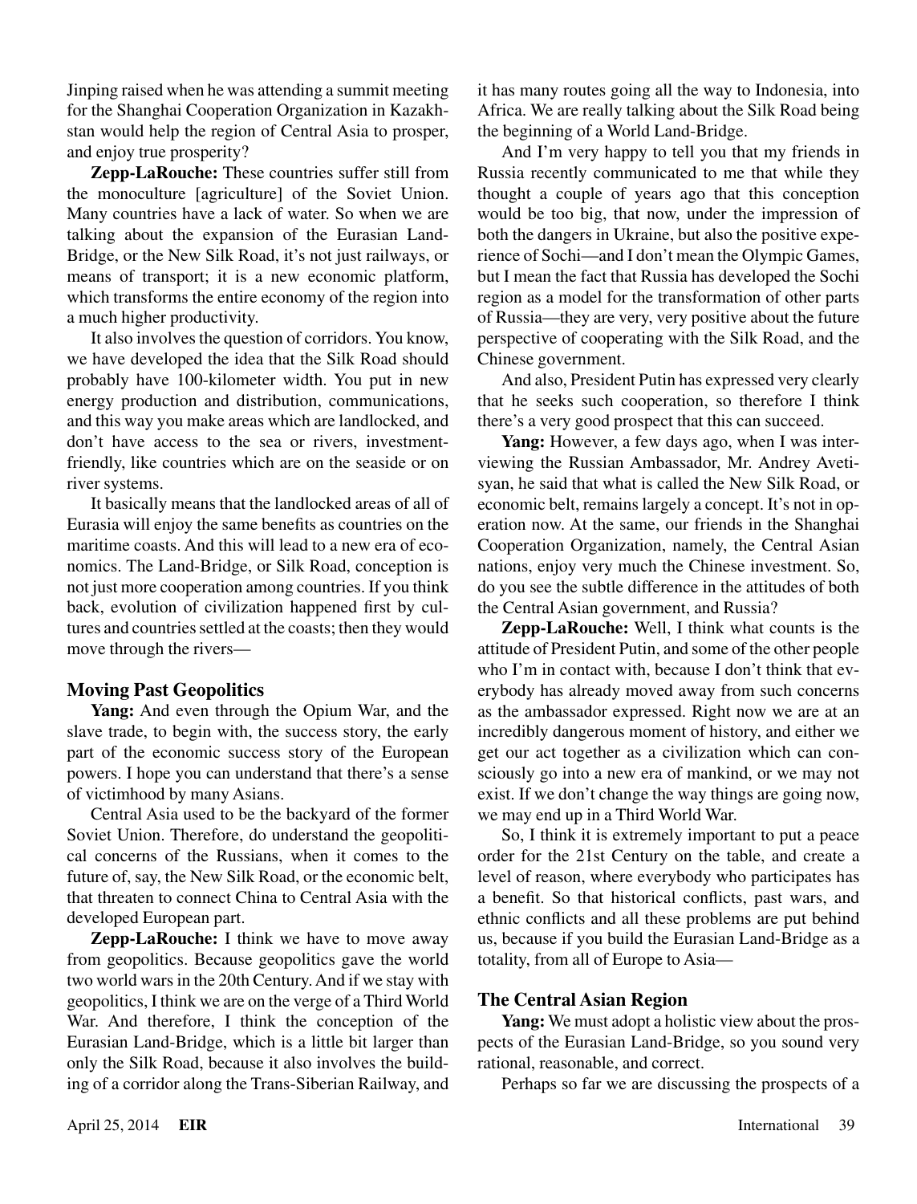Jinping raised when he was attending a summit meeting for the Shanghai Cooperation Organization in Kazakhstan would help the region of Central Asia to prosper, and enjoy true prosperity?

**Zepp-LaRouche:** These countries suffer still from the monoculture [agriculture] of the Soviet Union. Many countries have a lack of water. So when we are talking about the expansion of the Eurasian Land-Bridge, or the New Silk Road, it's not just railways, or means of transport; it is a new economic platform, which transforms the entire economy of the region into a much higher productivity.

It also involves the question of corridors. You know, we have developed the idea that the Silk Road should probably have 100-kilometer width. You put in new energy production and distribution, communications, and this way you make areas which are landlocked, and don't have access to the sea or rivers, investment-friendly, like countries which are on the seaside or on river systems.

It basically means that the landlocked areas of all of Eurasia will enjoy the same benefits as countries on the maritime coasts. And this will lead to a new era of economics. The Land-Bridge, or Silk Road, conception is not just more cooperation among countries. If you think back, evolution of civilization happened first by cultures and countries settled at the coasts; then they would move through the rivers—

## Moving Past Geopolitics

**Yang:** And even through the Opium War, and the slave trade, to begin with, the success story, the early part of the economic success story of the European powers. I hope you can understand that there's a sense of victimhood by many Asians.

Central Asia used to be the backyard of the former Soviet Union. Therefore, do understand the geopolitical concerns of the Russians, when it comes to the future of, say, the New Silk Road, or the economic belt, that threaten to connect China to Central Asia with the developed European part.

**Zepp-LaRouche:** I think we have to move away from geopolitics. Because geopolitics gave the world two world wars in the 20th Century. And if we stay with geopolitics, I think we are on the verge of a Third World War. And therefore, I think the conception of the Eurasian Land-Bridge, which is a little bit larger than only the Silk Road, because it also involves the building of a corridor along the Trans-Siberian Railway, and it has many routes going all the way to Indonesia, into Africa. We are really talking about the Silk Road being the beginning of a World Land-Bridge.

And I'm very happy to tell you that my friends in Russia recently communicated to me that while they thought a couple of years ago that this conception would be too big, that now, under the impression of both the dangers in Ukraine, but also the positive experience of Sochi—and I don't mean the Olympic Games, but I mean the fact that Russia has developed the Sochi region as a model for the transformation of other parts of Russia—they are very, very positive about the future perspective of cooperating with the Silk Road, and the Chinese government.

And also, President Putin has expressed very clearly that he seeks such cooperation, so therefore I think there's a very good prospect that this can succeed.

**Yang:** However, a few days ago, when I was interviewing the Russian Ambassador, Mr. Andrey Avetisyan, he said that what is called the New Silk Road, or economic belt, remains largely a concept. It's not in operation now. At the same, our friends in the Shanghai Cooperation Organization, namely, the Central Asian nations, enjoy very much the Chinese investment. So, do you see the subtle difference in the attitudes of both the Central Asian government, and Russia?

**Zepp-LaRouche:** Well, I think what counts is the attitude of President Putin, and some of the other people who I'm in contact with, because I don't think that everybody has already moved away from such concerns as the ambassador expressed. Right now we are at an incredibly dangerous moment of history, and either we get our act together as a civilization which can consciously go into a new era of mankind, or we may not exist. If we don't change the way things are going now, we may end up in a Third World War.

So, I think it is extremely important to put a peace order for the 21st Century on the table, and create a level of reason, where everybody who participates has a benefit. So that historical conflicts, past wars, and ethnic conflicts and all these problems are put behind us, because if you build the Eurasian Land-Bridge as a totality, from all of Europe to Asia—

## The Central Asian Region

**Yang:** We must adopt a holistic view about the prospects of the Eurasian Land-Bridge, so you sound very rational, reasonable, and correct.

Perhaps so far we are discussing the prospects of a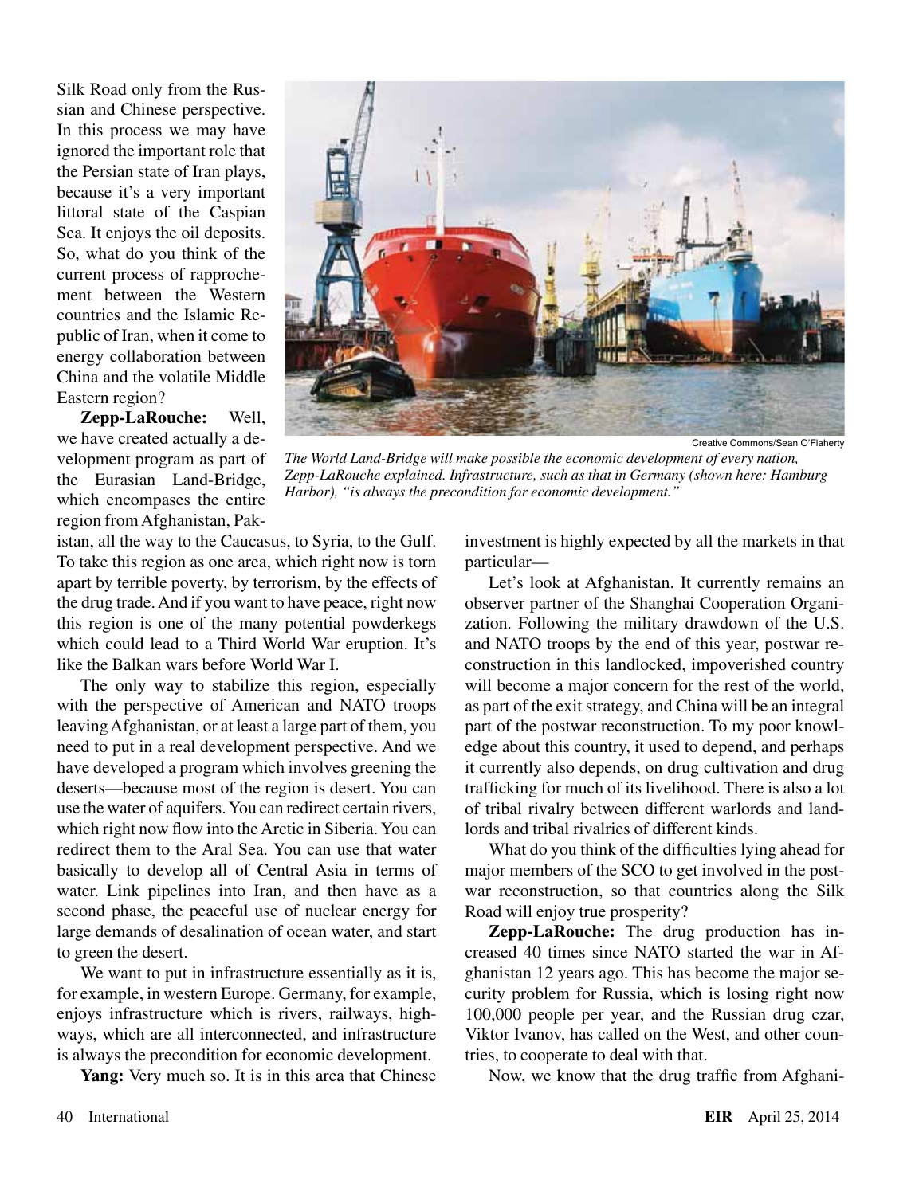Silk Road only from the Russian and Chinese perspective. In this process we may have ignored the important role that the Persian state of Iran plays, because it's a very important littoral state of the Caspian Sea. It enjoys the oil deposits. So, what do you think of the current process of rapprochement between the Western countries and the Islamic Republic of Iran, when it come to energy collaboration between China and the volatile Middle Eastern region?

Creative Commons/Sean O'Flaherty

*The World Land-Bridge will make possible the economic development of every nation, Zepp-LaRouche explained. Infrastructure, such as that in Germany (shown here: Hamburg Harbor), "is always the precondition for economic development."*

**Zepp-LaRouche:** Well, we have created actually a development program as part of the Eurasian Land-Bridge, which encompases the entire region from Afghanistan, Pakistan, all the way to the Caucasus, to Syria, to the Gulf. To take this region as one area, which right now is torn apart by terrible poverty, by terrorism, by the effects of the drug trade. And if you want to have peace, right now this region is one of the many potential powderkegs which could lead to a Third World War eruption. It's like the Balkan wars before World War I.

The only way to stabilize this region, especially with the perspective of American and NATO troops leaving Afghanistan, or at least a large part of them, you need to put in a real development perspective. And we have developed a program which involves greening the deserts—because most of the region is desert. You can use the water of aquifers. You can redirect certain rivers, which right now flow into the Arctic in Siberia. You can redirect them to the Aral Sea. You can use that water basically to develop all of Central Asia in terms of water. Link pipelines into Iran, and then have as a second phase, the peaceful use of nuclear energy for large demands of desalination of ocean water, and start to green the desert.

We want to put in infrastructure essentially as it is, for example, in western Europe. Germany, for example, enjoys infrastructure which is rivers, railways, highways, which are all interconnected, and infrastructure is always the precondition for economic development.

**Yang:** Very much so. It is in this area that Chinese investment is highly expected by all the markets in that particular—

Let's look at Afghanistan. It currently remains an observer partner of the Shanghai Cooperation Organization. Following the military drawdown of the U.S. and NATO troops by the end of this year, postwar reconstruction in this landlocked, impoverished country will become a major concern for the rest of the world, as part of the exit strategy, and China will be an integral part of the postwar reconstruction. To my poor knowledge about this country, it used to depend, and perhaps it currently also depends, on drug cultivation and drug trafficking for much of its livelihood. There is also a lot of tribal rivalry between different warlords and landlords and tribal rivalries of different kinds.

What do you think of the difficulties lying ahead for major members of the SCO to get involved in the postwar reconstruction, so that countries along the Silk Road will enjoy true prosperity?

**Zepp-LaRouche:** The drug production has increased 40 times since NATO started the war in Afghanistan 12 years ago. This has become the major security problem for Russia, which is losing right now 100,000 people per year, and the Russian drug czar, Viktor Ivanov, has called on the West, and other countries, to cooperate to deal with that.

Now, we know that the drug traffic from Afghani-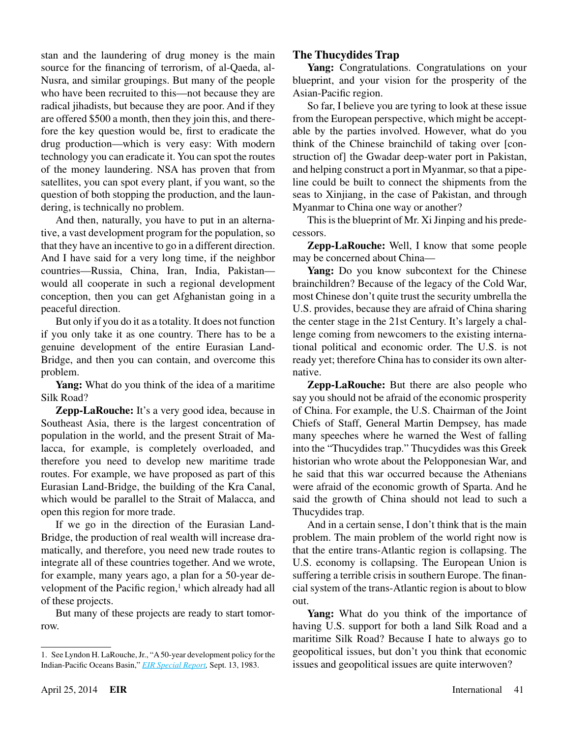stan and the laundering of drug money is the main source for the financing of terrorism, of al-Qaeda, al-Nusra, and similar groupings. But many of the people who have been recruited to this—not because they are radical jihadists, but because they are poor. And if they are offered $500 a month, then they join this, and therefore the key question would be, first to eradicate the drug production—which is very easy: With modern technology you can eradicate it. You can spot the routes of the money laundering. NSA has proven that from satellites, you can spot every plant, if you want, so the question of both stopping the production, and the laundering, is technically no problem.

And then, naturally, you have to put in an alternative, a vast development program for the population, so that they have an incentive to go in a different direction. And I have said for a very long time, if the neighbor countries—Russia, China, Iran, India, Pakistan—would all cooperate in such a regional development conception, then you can get Afghanistan going in a peaceful direction.

But only if you do it as a totality. It does not function if you only take it as one country. There has to be a genuine development of the entire Eurasian Land-Bridge, and then you can contain, and overcome this problem.

**Yang:** What do you think of the idea of a maritime Silk Road?

**Zepp-LaRouche:** It's a very good idea, because in Southeast Asia, there is the largest concentration of population in the world, and the present Strait of Malacca, for example, is completely overloaded, and therefore you need to develop new maritime trade routes. For example, we have proposed as part of this Eurasian Land-Bridge, the building of the Kra Canal, which would be parallel to the Strait of Malacca, and open this region for more trade.

If we go in the direction of the Eurasian Land-Bridge, the production of real wealth will increase dramatically, and therefore, you need new trade routes to integrate all of these countries together. And we wrote, for example, many years ago, a plan for a 50-year development of the Pacific region,[1] which already had all of these projects.

But many of these projects are ready to start tomorrow.

## The Thucydides Trap

**Yang:** Congratulations. Congratulations on your blueprint, and your vision for the prosperity of the Asian-Pacific region.

So far, I believe you are tyring to look at these issue from the European perspective, which might be acceptable by the parties involved. However, what do you think of the Chinese brainchild of taking over [construction of] the Gwadar deep-water port in Pakistan, and helping construct a port in Myanmar, so that a pipeline could be built to connect the shipments from the seas to Xinjiang, in the case of Pakistan, and through Myanmar to China one way or another?

This is the blueprint of Mr. Xi Jinping and his predecessors.

**Zepp-LaRouche:** Well, I know that some people may be concerned about China—

**Yang:** Do you know subcontext for the Chinese brainchildren? Because of the legacy of the Cold War, most Chinese don't quite trust the security umbrella the U.S. provides, because they are afraid of China sharing the center stage in the 21st Century. It's largely a challenge coming from newcomers to the existing international political and economic order. The U.S. is not ready yet; therefore China has to consider its own alternative.

**Zepp-LaRouche:** But there are also people who say you should not be afraid of the economic prosperity of China. For example, the U.S. Chairman of the Joint Chiefs of Staff, General Martin Dempsey, has made many speeches where he warned the West of falling into the "Thucydides trap." Thucydides was this Greek historian who wrote about the Pelopponesian War, and he said that this war occurred because the Athenians were afraid of the economic growth of Sparta. And he said the growth of China should not lead to such a Thucydides trap.

And in a certain sense, I don't think that is the main problem. The main problem of the world right now is that the entire trans-Atlantic region is collapsing. The U.S. economy is collapsing. The European Union is suffering a terrible crisis in southern Europe. The financial system of the trans-Atlantic region is about to blow out.

**Yang:** What do you think of the importance of having U.S. support for both a land Silk Road and a maritime Silk Road? Because I hate to always go to geopolitical issues, but don't you think that economic issues and geopolitical issues are quite interwoven?

---

1. See Lyndon H. LaRouche, Jr., "A 50-year development policy for the Indian-Pacific Oceans Basin," *EIR Special Report,* Sept. 13, 1983.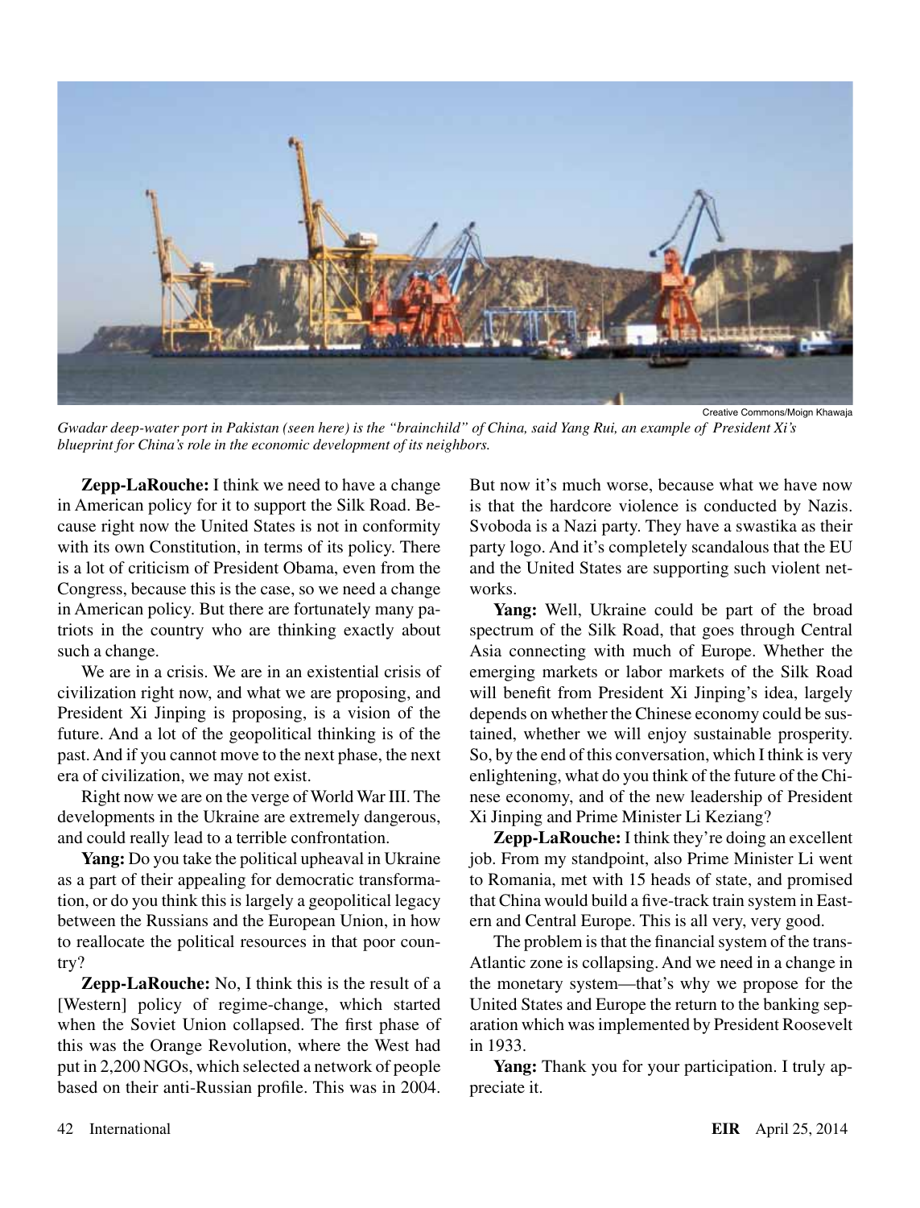Creative Commons/Moign Khawaja

*Gwadar deep-water port in Pakistan (seen here) is the "brainchild" of China, said Yang Rui, an example of President Xi's blueprint for China's role in the economic development of its neighbors.*

**Zepp-LaRouche:** I think we need to have a change in American policy for it to support the Silk Road. Because right now the United States is not in conformity with its own Constitution, in terms of its policy. There is a lot of criticism of President Obama, even from the Congress, because this is the case, so we need a change in American policy. But there are fortunately many patriots in the country who are thinking exactly about such a change.

We are in a crisis. We are in an existential crisis of civilization right now, and what we are proposing, and President Xi Jinping is proposing, is a vision of the future. And a lot of the geopolitical thinking is of the past. And if you cannot move to the next phase, the next era of civilization, we may not exist.

Right now we are on the verge of World War III. The developments in the Ukraine are extremely dangerous, and could really lead to a terrible confrontation.

**Yang:** Do you take the political upheaval in Ukraine as a part of their appealing for democratic transformation, or do you think this is largely a geopolitical legacy between the Russians and the European Union, in how to reallocate the political resources in that poor country?

**Zepp-LaRouche:** No, I think this is the result of a [Western] policy of regime-change, which started when the Soviet Union collapsed. The first phase of this was the Orange Revolution, where the West had put in 2,200 NGOs, which selected a network of people based on their anti-Russian profile. This was in 2004. But now it's much worse, because what we have now is that the hardcore violence is conducted by Nazis. Svoboda is a Nazi party. They have a swastika as their party logo. And it's completely scandalous that the EU and the United States are supporting such violent networks.

**Yang:** Well, Ukraine could be part of the broad spectrum of the Silk Road, that goes through Central Asia connecting with much of Europe. Whether the emerging markets or labor markets of the Silk Road will benefit from President Xi Jinping's idea, largely depends on whether the Chinese economy could be sustained, whether we will enjoy sustainable prosperity. So, by the end of this conversation, which I think is very enlightening, what do you think of the future of the Chinese economy, and of the new leadership of President Xi Jinping and Prime Minister Li Keziang?

**Zepp-LaRouche:** I think they're doing an excellent job. From my standpoint, also Prime Minister Li went to Romania, met with 15 heads of state, and promised that China would build a five-track train system in Eastern and Central Europe. This is all very, very good.

The problem is that the financial system of the trans-Atlantic zone is collapsing. And we need in a change in the monetary system—that's why we propose for the United States and Europe the return to the banking separation which was implemented by President Roosevelt in 1933.

**Yang:** Thank you for your participation. I truly appreciate it.